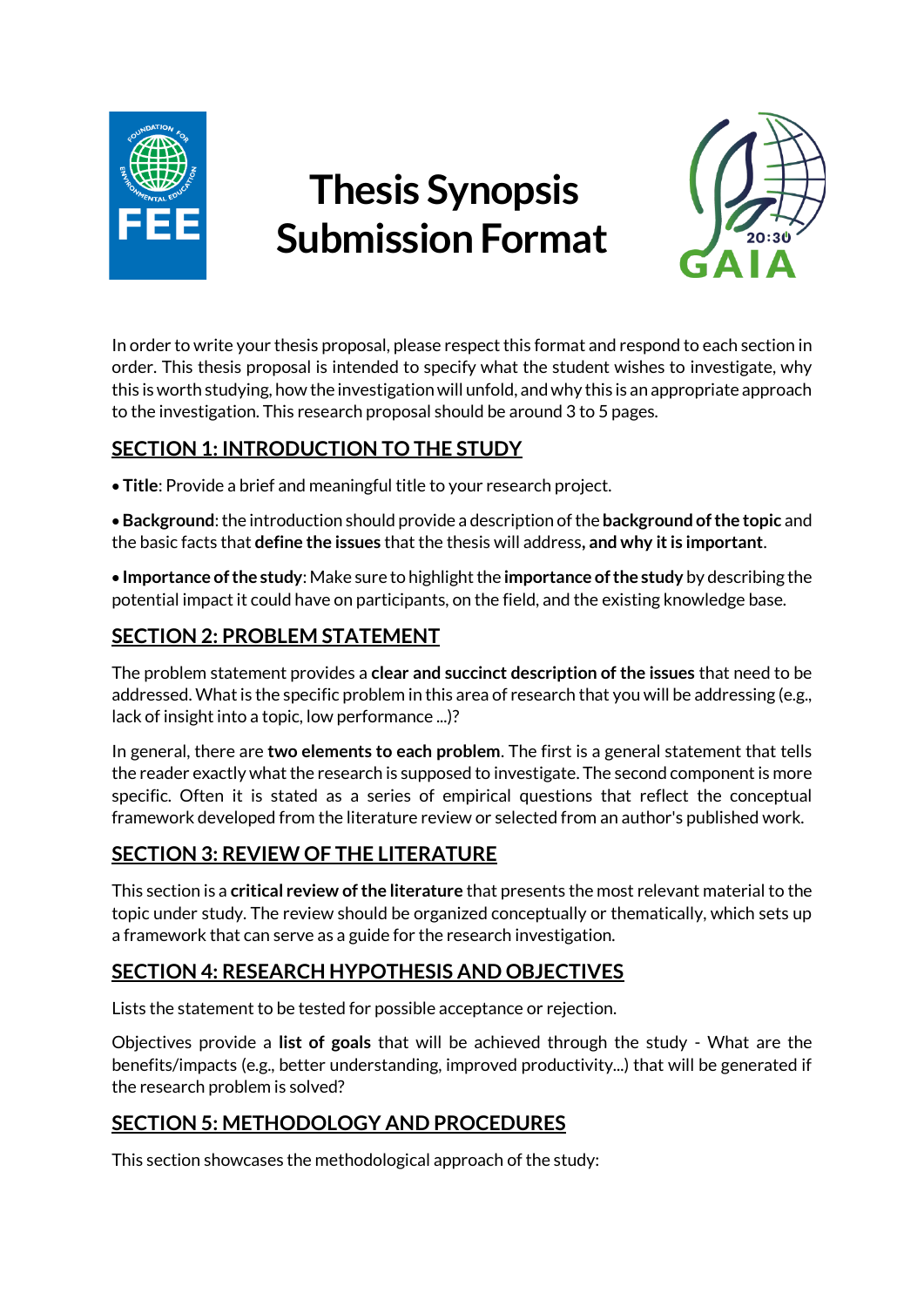# Thesis Synopsis Submission Format

In order to write your thesis proposal, please respect this format and respond to each section in order. This thesis proposal is intended to specify what the student wishes to investigate, why this is worth studying, how the investigation will unfold, and why this is an appropriate approach to the investigation. This research proposal should be around 3 to 5 pages.

## SECTION 1: INTRODUCTION TO THE STUDY

- **Title**: Provide a brief and meaningful title to your research project.
- **Background**: the introduction should provide a description of the **background of the topic** and the basic facts that **define the issues** that the thesis will address**, and why it is important**.
- **Importance of the study**: Make sure to highlight the **importance of the study** by describing the potential impact it could have on participants, on the field, and the existing knowledge base.

## SECTION 2: PROBLEM STATEMENT

The problem statement provides a **clear and succinct description of the issues** that need to be addressed. What is the specific problem in this area of research that you will be addressing (e.g., lack of insight into a topic, low performance ...)?

In general, there are **two elements to each problem**. The first is a general statement that tells the reader exactly what the research is supposed to investigate. The second component is more specific. Often it is stated as a series of empirical questions that reflect the conceptual framework developed from the literature review or selected from an author's published work.

## SECTION 3: REVIEW OF THE LITERATURE

This section is a **critical review of the literature** that presents the most relevant material to the topic under study. The review should be organized conceptually or thematically, which sets up a framework that can serve as a guide for the research investigation.

## SECTION 4: RESEARCH HYPOTHESIS AND OBJECTIVES

Lists the statement to be tested for possible acceptance or rejection.

Objectives provide a **list of goals** that will be achieved through the study - What are the benefits/impacts (e.g., better understanding, improved productivity...) that will be generated if the research problem is solved?

## SECTION 5: METHODOLOGY AND PROCEDURES

This section showcases the methodological approach of the study: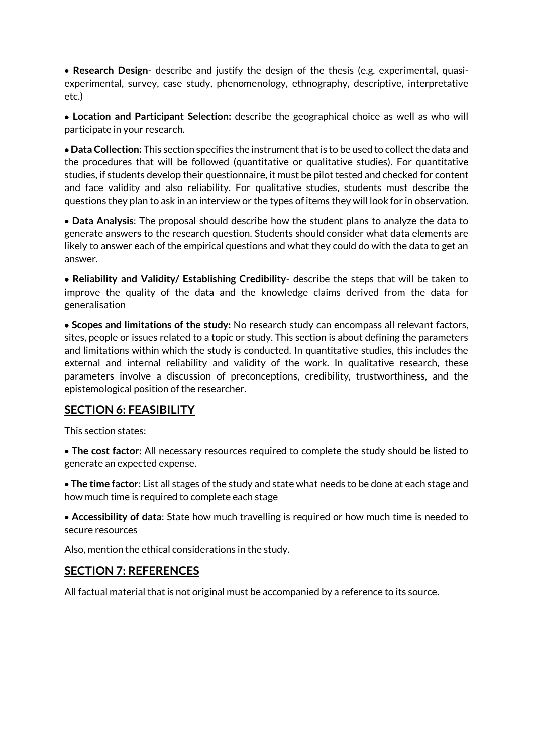- **Research Design**- describe and justify the design of the thesis (e.g. experimental, quasi-experimental, survey, case study, phenomenology, ethnography, descriptive, interpretative etc.)
- **Location and Participant Selection:** describe the geographical choice as well as who will participate in your research.
- **Data Collection:** This section specifies the instrument that is to be used to collect the data and the procedures that will be followed (quantitative or qualitative studies). For quantitative studies, if students develop their questionnaire, it must be pilot tested and checked for content and face validity and also reliability. For qualitative studies, students must describe the questions they plan to ask in an interview or the types of items they will look for in observation.
- **Data Analysis**: The proposal should describe how the student plans to analyze the data to generate answers to the research question. Students should consider what data elements are likely to answer each of the empirical questions and what they could do with the data to get an answer.
- **Reliability and Validity/ Establishing Credibility**- describe the steps that will be taken to improve the quality of the data and the knowledge claims derived from the data for generalisation
- **Scopes and limitations of the study:** No research study can encompass all relevant factors, sites, people or issues related to a topic or study. This section is about defining the parameters and limitations within which the study is conducted. In quantitative studies, this includes the external and internal reliability and validity of the work. In qualitative research, these parameters involve a discussion of preconceptions, credibility, trustworthiness, and the epistemological position of the researcher.

## SECTION 6: FEASIBILITY

This section states:

- **The cost factor**: All necessary resources required to complete the study should be listed to generate an expected expense.
- **The time factor**: List all stages of the study and state what needs to be done at each stage and how much time is required to complete each stage
- **Accessibility of data**: State how much travelling is required or how much time is needed to secure resources

Also, mention the ethical considerations in the study.

## SECTION 7: REFERENCES

All factual material that is not original must be accompanied by a reference to its source.